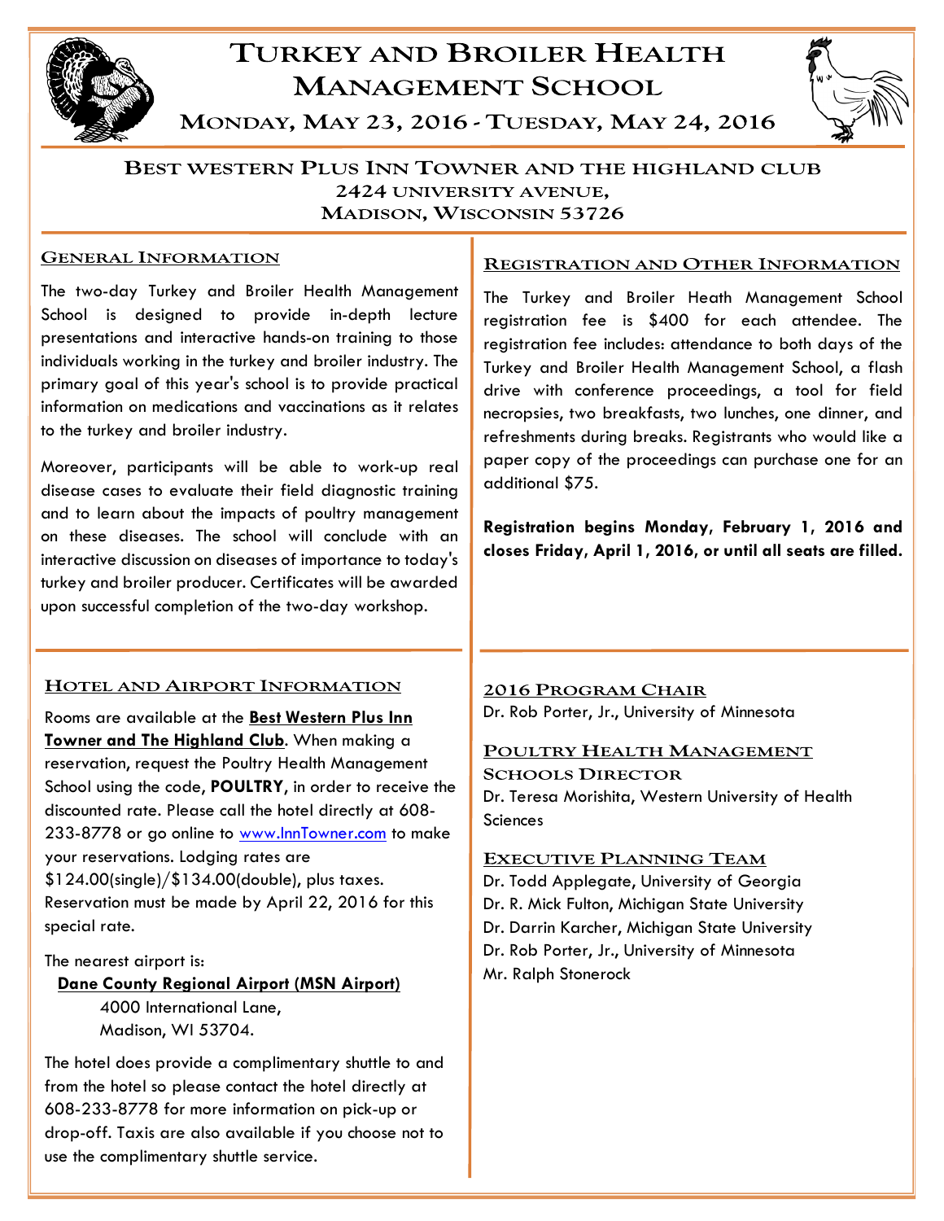# Turkey and Broiler Health Management School

## Monday, May 23, 2016 - Tuesday, May 24, 2016

### Best Western Plus Inn Towner and the Highland Club
### 2424 University Avenue,
### Madison, Wisconsin 53726

## General Information

The two-day Turkey and Broiler Health Management School is designed to provide in-depth lecture presentations and interactive hands-on training to those individuals working in the turkey and broiler industry. The primary goal of this year's school is to provide practical information on medications and vaccinations as it relates to the turkey and broiler industry.

Moreover, participants will be able to work-up real disease cases to evaluate their field diagnostic training and to learn about the impacts of poultry management on these diseases. The school will conclude with an interactive discussion on diseases of importance to today's turkey and broiler producer. Certificates will be awarded upon successful completion of the two-day workshop.

## Registration and Other Information

The Turkey and Broiler Heath Management School registration fee is $400 for each attendee. The registration fee includes: attendance to both days of the Turkey and Broiler Health Management School, a flash drive with conference proceedings, a tool for field necropsies, two breakfasts, two lunches, one dinner, and refreshments during breaks. Registrants who would like a paper copy of the proceedings can purchase one for an additional $75.

**Registration begins Monday, February 1, 2016 and closes Friday, April 1, 2016, or until all seats are filled.**

## Hotel and Airport Information

Rooms are available at the **Best Western Plus Inn Towner and The Highland Club**. When making a reservation, request the Poultry Health Management School using the code, **POULTRY**, in order to receive the discounted rate. Please call the hotel directly at 608-233-8778 or go online to www.InnTowner.com to make your reservations. Lodging rates are $124.00(single)/$134.00(double), plus taxes. Reservation must be made by April 22, 2016 for this special rate.

The nearest airport is:

**Dane County Regional Airport (MSN Airport)**
4000 International Lane,
Madison, WI 53704.

The hotel does provide a complimentary shuttle to and from the hotel so please contact the hotel directly at 608-233-8778 for more information on pick-up or drop-off. Taxis are also available if you choose not to use the complimentary shuttle service.

## 2016 Program Chair

Dr. Rob Porter, Jr., University of Minnesota

## Poultry Health Management Schools Director

Dr. Teresa Morishita, Western University of Health Sciences

## Executive Planning Team

Dr. Todd Applegate, University of Georgia
Dr. R. Mick Fulton, Michigan State University
Dr. Darrin Karcher, Michigan State University
Dr. Rob Porter, Jr., University of Minnesota
Mr. Ralph Stonerock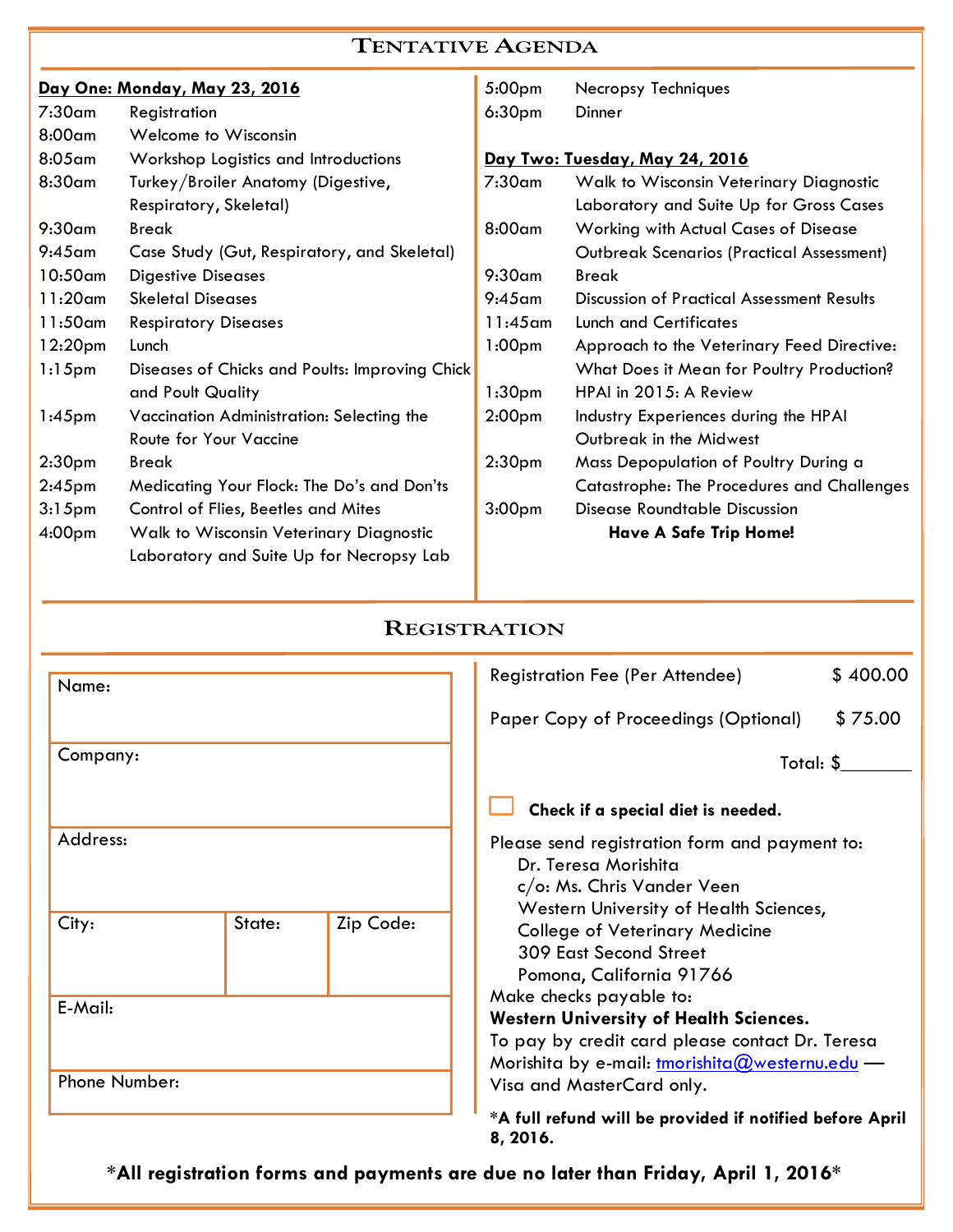# Tentative Agenda

**Day One: Monday, May 23, 2016**

| Time | Session |
|---|---|
| 7:30am | Registration |
| 8:00am | Welcome to Wisconsin |
| 8:05am | Workshop Logistics and Introductions |
| 8:30am | Turkey/Broiler Anatomy (Digestive, Respiratory, Skeletal) |
| 9:30am | Break |
| 9:45am | Case Study (Gut, Respiratory, and Skeletal) |
| 10:50am | Digestive Diseases |
| 11:20am | Skeletal Diseases |
| 11:50am | Respiratory Diseases |
| 12:20pm | Lunch |
| 1:15pm | Diseases of Chicks and Poults: Improving Chick and Poult Quality |
| 1:45pm | Vaccination Administration: Selecting the Route for Your Vaccine |
| 2:30pm | Break |
| 2:45pm | Medicating Your Flock: The Do's and Don'ts |
| 3:15pm | Control of Flies, Beetles and Mites |
| 4:00pm | Walk to Wisconsin Veterinary Diagnostic Laboratory and Suite Up for Necropsy Lab |
| 5:00pm | Necropsy Techniques |
| 6:30pm | Dinner |

**Day Two: Tuesday, May 24, 2016**

| Time | Session |
|---|---|
| 7:30am | Walk to Wisconsin Veterinary Diagnostic Laboratory and Suite Up for Gross Cases |
| 8:00am | Working with Actual Cases of Disease Outbreak Scenarios (Practical Assessment) |
| 9:30am | Break |
| 9:45am | Discussion of Practical Assessment Results |
| 11:45am | Lunch and Certificates |
| 1:00pm | Approach to the Veterinary Feed Directive: What Does it Mean for Poultry Production? |
| 1:30pm | HPAI in 2015: A Review |
| 2:00pm | Industry Experiences during the HPAI Outbreak in the Midwest |
| 2:30pm | Mass Depopulation of Poultry During a Catastrophe: The Procedures and Challenges |
| 3:00pm | Disease Roundtable Discussion |

**Have A Safe Trip Home!**

# Registration

Name:

Company:

Address:

City: State: Zip Code:

E-Mail:

Phone Number:

| | |
|---|---|
| Registration Fee (Per Attendee) | $ 400.00 |
| Paper Copy of Proceedings (Optional) | $ 75.00 |
| Total: | $_______ |

☐ **Check if a special diet is needed.**

Please send registration form and payment to:
Dr. Teresa Morishita
c/o: Ms. Chris Vander Veen
Western University of Health Sciences,
College of Veterinary Medicine
309 East Second Street
Pomona, California 91766

Make checks payable to:
**Western University of Health Sciences.**

To pay by credit card please contact Dr. Teresa Morishita by e-mail: tmorishita@westernu.edu — Visa and MasterCard only.

***A full refund will be provided if notified before April 8, 2016.**

***All registration forms and payments are due no later than Friday, April 1, 2016***